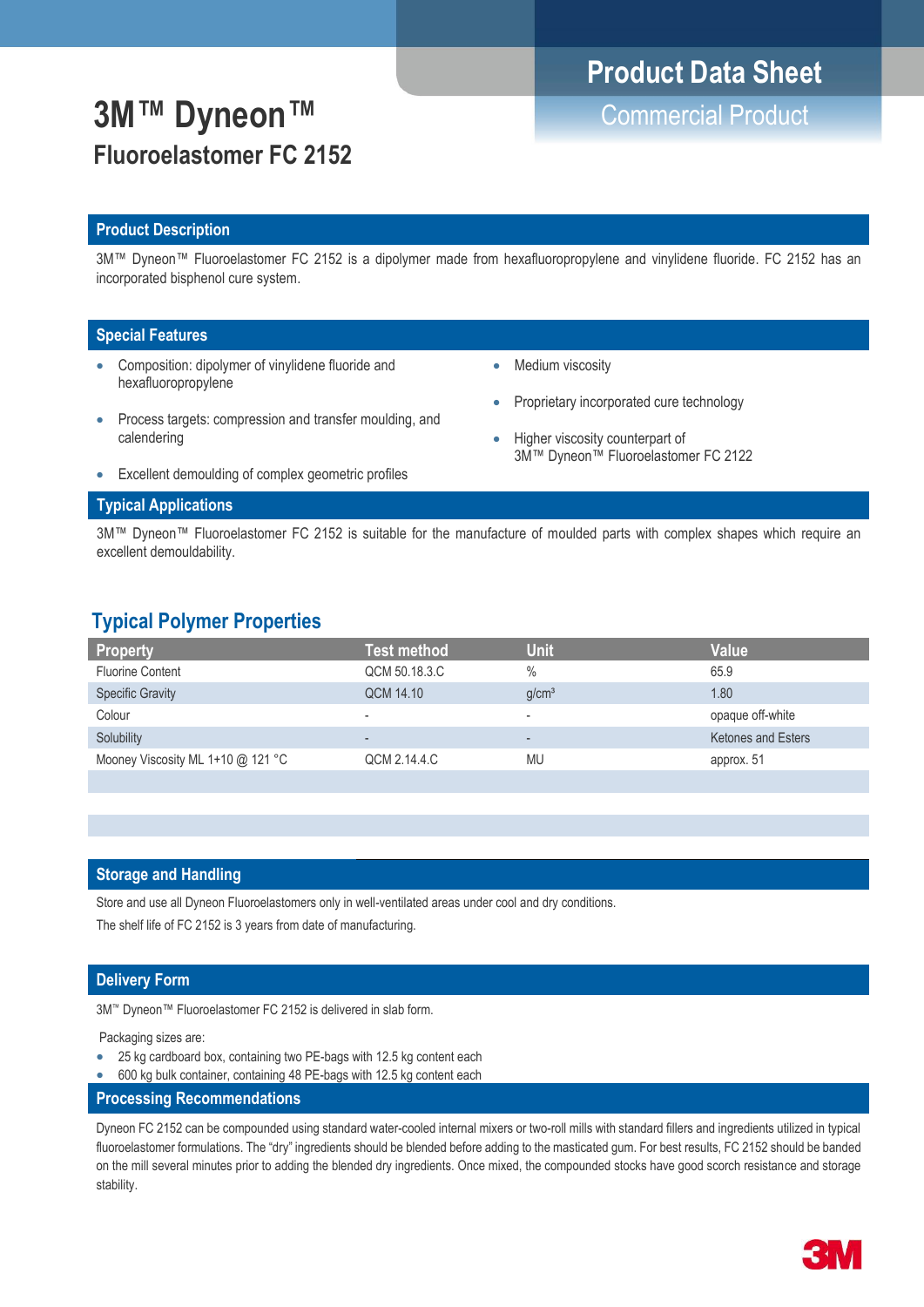# 3M™ Dyneon™

## Fluoroelastomer FC 2152

**Product Data Sheet**

Commercial Product

## Product Description

3M™ Dyneon™ Fluoroelastomer FC 2152 is a dipolymer made from hexafluoropropylene and vinylidene fluoride. FC 2152 has an incorporated bisphenol cure system.

## Special Features

- Composition: dipolymer of vinylidene fluoride and hexafluoropropylene
- Process targets: compression and transfer moulding, and calendering
- Excellent demoulding of complex geometric profiles
- Medium viscosity
- Proprietary incorporated cure technology
- Higher viscosity counterpart of 3M™ Dyneon™ Fluoroelastomer FC 2122

## Typical Applications

3M™ Dyneon™ Fluoroelastomer FC 2152 is suitable for the manufacture of moulded parts with complex shapes which require an excellent demouldability.

## Typical Polymer Properties

| Property | Test method | Unit | Value |
|---|---|---|---|
| Fluorine Content | QCM 50.18.3.C | % | 65.9 |
| Specific Gravity | QCM 14.10 | g/cm³ | 1.80 |
| Colour | - | - | opaque off-white |
| Solubility | - | - | Ketones and Esters |
| Mooney Viscosity ML 1+10 @ 121 °C | QCM 2.14.4.C | MU | approx. 51 |

## Storage and Handling

Store and use all Dyneon Fluoroelastomers only in well-ventilated areas under cool and dry conditions.

The shelf life of FC 2152 is 3 years from date of manufacturing.

## Delivery Form

3M™ Dyneon™ Fluoroelastomer FC 2152 is delivered in slab form.

Packaging sizes are:

- 25 kg cardboard box, containing two PE-bags with 12.5 kg content each
- 600 kg bulk container, containing 48 PE-bags with 12.5 kg content each

## Processing Recommendations

Dyneon FC 2152 can be compounded using standard water-cooled internal mixers or two-roll mills with standard fillers and ingredients utilized in typical fluoroelastomer formulations. The "dry" ingredients should be blended before adding to the masticated gum. For best results, FC 2152 should be banded on the mill several minutes prior to adding the blended dry ingredients. Once mixed, the compounded stocks have good scorch resistance and storage stability.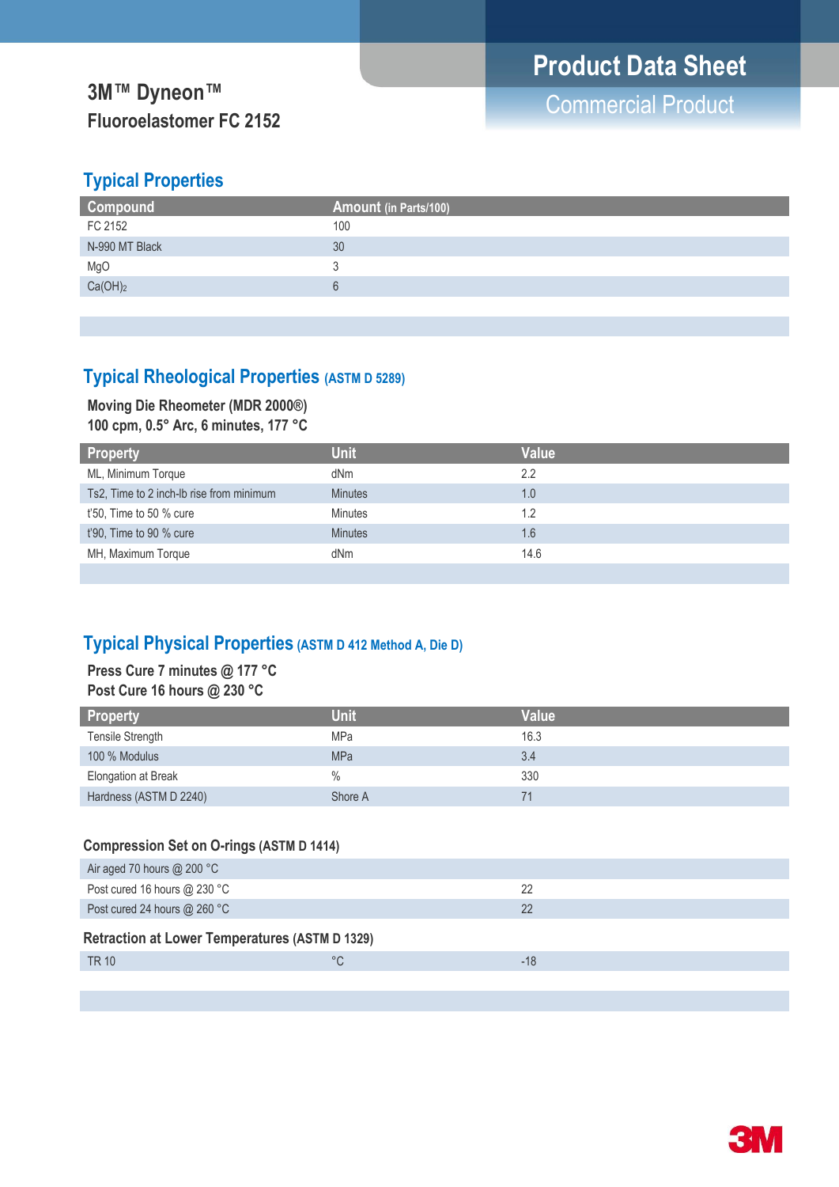# 3M™ Dyneon™
## Fluoroelastomer FC 2152

**Product Data Sheet**
Commercial Product

## Typical Properties

| Compound | Amount (in Parts/100) |
|---|---|
| FC 2152 | 100 |
| N-990 MT Black | 30 |
| MgO | 3 |
| $Ca(OH)_2$ | 6 |

## Typical Rheological Properties (ASTM D 5289)

**Moving Die Rheometer (MDR 2000®)**
**100 cpm, 0.5° Arc, 6 minutes, 177 °C**

| Property | Unit | Value |
|---|---|---|
| ML, Minimum Torque | dNm | 2.2 |
| Ts2, Time to 2 inch-lb rise from minimum | Minutes | 1.0 |
| t'50, Time to 50 % cure | Minutes | 1.2 |
| t'90, Time to 90 % cure | Minutes | 1.6 |
| MH, Maximum Torque | dNm | 14.6 |

## Typical Physical Properties (ASTM D 412 Method A, Die D)

**Press Cure 7 minutes @ 177 °C**
**Post Cure 16 hours @ 230 °C**

| Property | Unit | Value |
|---|---|---|
| Tensile Strength | MPa | 16.3 |
| 100 % Modulus | MPa | 3.4 |
| Elongation at Break | % | 330 |
| Hardness (ASTM D 2240) | Shore A | 71 |

### Compression Set on O-rings (ASTM D 1414)

| | | |
|---|---|---|
| Air aged 70 hours @ 200 °C | | |
| Post cured 16 hours @ 230 °C | | 22 |
| Post cured 24 hours @ 260 °C | | 22 |

### Retraction at Lower Temperatures (ASTM D 1329)

| | | |
|---|---|---|
| TR 10 | °C | -18 |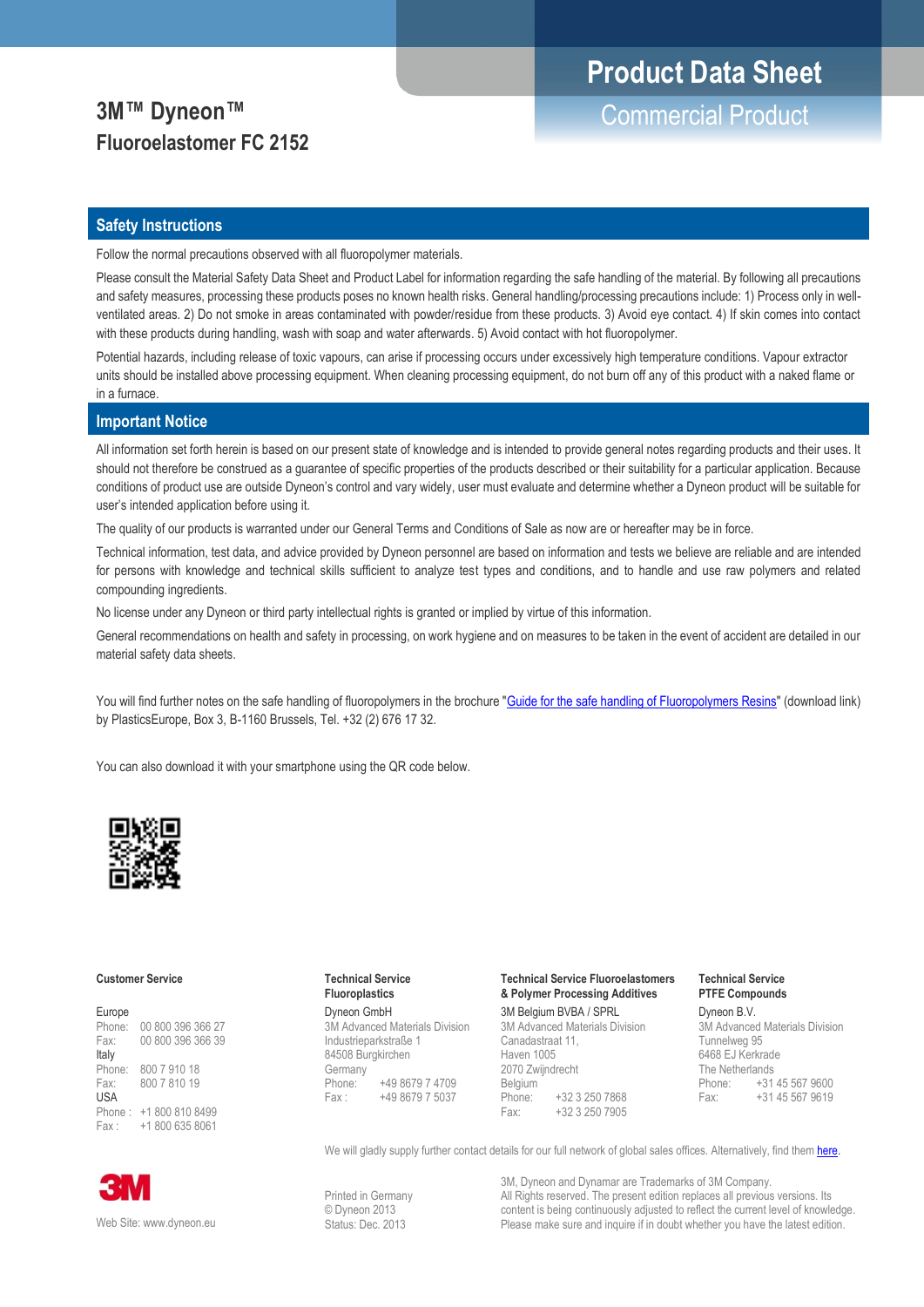# 3M™ Dyneon™ Fluoroelastomer FC 2152

**Product Data Sheet**
Commercial Product

## Safety Instructions

Follow the normal precautions observed with all fluoropolymer materials.

Please consult the Material Safety Data Sheet and Product Label for information regarding the safe handling of the material. By following all precautions and safety measures, processing these products poses no known health risks. General handling/processing precautions include: 1) Process only in well-ventilated areas. 2) Do not smoke in areas contaminated with powder/residue from these products. 3) Avoid eye contact. 4) If skin comes into contact with these products during handling, wash with soap and water afterwards. 5) Avoid contact with hot fluoropolymer.

Potential hazards, including release of toxic vapours, can arise if processing occurs under excessively high temperature conditions. Vapour extractor units should be installed above processing equipment. When cleaning processing equipment, do not burn off any of this product with a naked flame or in a furnace.

## Important Notice

All information set forth herein is based on our present state of knowledge and is intended to provide general notes regarding products and their uses. It should not therefore be construed as a guarantee of specific properties of the products described or their suitability for a particular application. Because conditions of product use are outside Dyneon's control and vary widely, user must evaluate and determine whether a Dyneon product will be suitable for user's intended application before using it.

The quality of our products is warranted under our General Terms and Conditions of Sale as now are or hereafter may be in force.

Technical information, test data, and advice provided by Dyneon personnel are based on information and tests we believe are reliable and are intended for persons with knowledge and technical skills sufficient to analyze test types and conditions, and to handle and use raw polymers and related compounding ingredients.

No license under any Dyneon or third party intellectual rights is granted or implied by virtue of this information.

General recommendations on health and safety in processing, on work hygiene and on measures to be taken in the event of accident are detailed in our material safety data sheets.

You will find further notes on the safe handling of fluoropolymers in the brochure "Guide for the safe handling of Fluoropolymers Resins" (download link) by PlasticsEurope, Box 3, B-1160 Brussels, Tel. +32 (2) 676 17 32.

You can also download it with your smartphone using the QR code below.

**Customer Service**

Europe
Phone: 00 800 396 366 27
Fax: 00 800 396 366 39
Italy
Phone: 800 7 910 18
Fax: 800 7 810 19
USA
Phone : +1 800 810 8499
Fax : +1 800 635 8061

**Technical Service Fluoroplastics**

Dyneon GmbH
3M Advanced Materials Division
Industrieparkstraße 1
84508 Burgkirchen
Germany
Phone: +49 8679 7 4709
Fax : +49 8679 7 5037

**Technical Service Fluoroelastomers & Polymer Processing Additives**

3M Belgium BVBA / SPRL
3M Advanced Materials Division
Canadastraat 11,
Haven 1005
2070 Zwijndrecht
Belgium
Phone: +32 3 250 7868
Fax: +32 3 250 7905

**Technical Service PTFE Compounds**

Dyneon B.V.
3M Advanced Materials Division
Tunnelweg 95
6468 EJ Kerkrade
The Netherlands
Phone: +31 45 567 9600
Fax: +31 45 567 9619

We will gladly supply further contact details for our full network of global sales offices. Alternatively, find them here.

Web Site: www.dyneon.eu

Printed in Germany
© Dyneon 2013
Status: Dec. 2013

3M, Dyneon and Dynamar are Trademarks of 3M Company.
All Rights reserved. The present edition replaces all previous versions. Its content is being continuously adjusted to reflect the current level of knowledge. Please make sure and inquire if in doubt whether you have the latest edition.